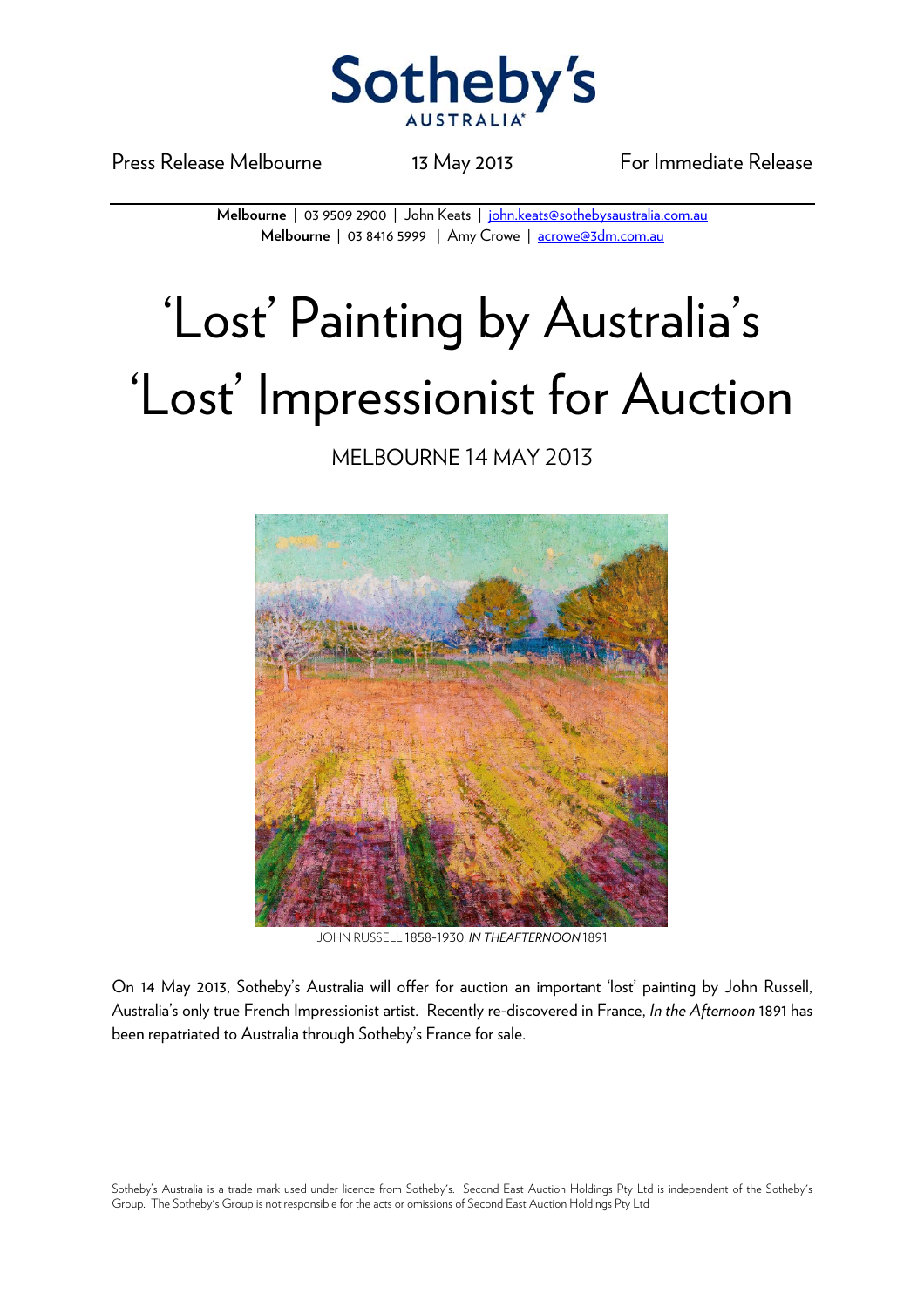# Sotheby's AUSTRALIA

Press Release Melbourne    13 May 2013    For Immediate Release

**Melbourne** | 03 9509 2900 | John Keats | john.keats@sothebysaustralia.com.au
**Melbourne** | 03 8416 5999 | Amy Crowe | acrowe@3dm.com.au

# 'Lost' Painting by Australia's 'Lost' Impressionist for Auction

MELBOURNE 14 MAY 2013

JOHN RUSSELL 1858-1930, *IN THEAFTERNOON* 1891

On 14 May 2013, Sotheby's Australia will offer for auction an important 'lost' painting by John Russell, Australia's only true French Impressionist artist. Recently re-discovered in France, *In the Afternoon* 1891 has been repatriated to Australia through Sotheby's France for sale.

Sotheby's Australia is a trade mark used under licence from Sotheby's. Second East Auction Holdings Pty Ltd is independent of the Sotheby's Group. The Sotheby's Group is not responsible for the acts or omissions of Second East Auction Holdings Pty Ltd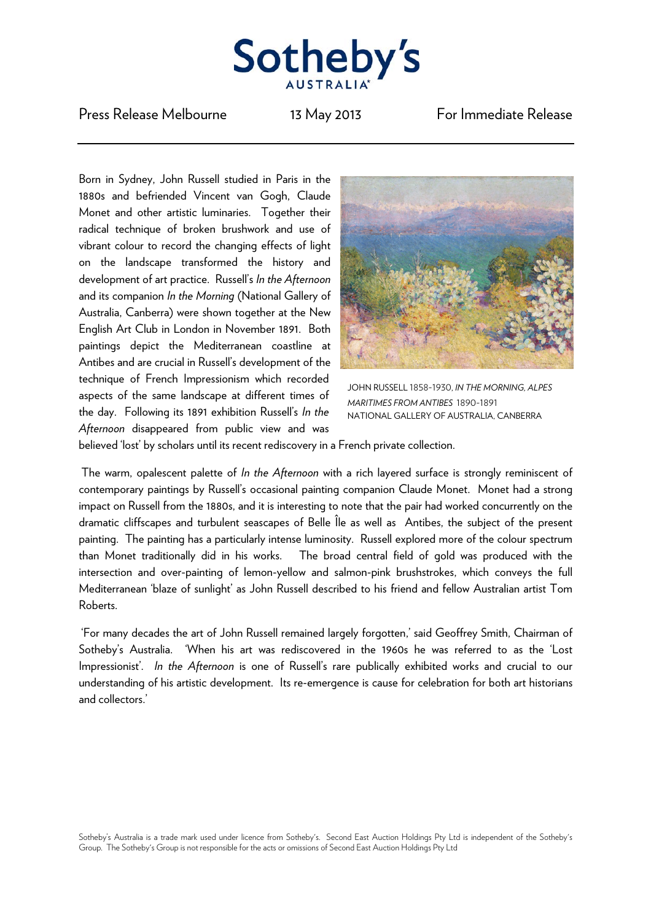Press Release Melbourne 13 May 2013 For Immediate Release

Born in Sydney, John Russell studied in Paris in the 1880s and befriended Vincent van Gogh, Claude Monet and other artistic luminaries. Together their radical technique of broken brushwork and use of vibrant colour to record the changing effects of light on the landscape transformed the history and development of art practice. Russell's *In the Afternoon* and its companion *In the Morning* (National Gallery of Australia, Canberra) were shown together at the New English Art Club in London in November 1891. Both paintings depict the Mediterranean coastline at Antibes and are crucial in Russell's development of the technique of French Impressionism which recorded aspects of the same landscape at different times of the day. Following its 1891 exhibition Russell's *In the Afternoon* disappeared from public view and was believed 'lost' by scholars until its recent rediscovery in a French private collection.

JOHN RUSSELL 1858-1930, *IN THE MORNING, ALPES MARITIMES FROM ANTIBES* 1890-1891
NATIONAL GALLERY OF AUSTRALIA, CANBERRA

The warm, opalescent palette of *In the Afternoon* with a rich layered surface is strongly reminiscent of contemporary paintings by Russell's occasional painting companion Claude Monet. Monet had a strong impact on Russell from the 1880s, and it is interesting to note that the pair had worked concurrently on the dramatic cliffscapes and turbulent seascapes of Belle Île as well as Antibes, the subject of the present painting. The painting has a particularly intense luminosity. Russell explored more of the colour spectrum than Monet traditionally did in his works. The broad central field of gold was produced with the intersection and over-painting of lemon-yellow and salmon-pink brushstrokes, which conveys the full Mediterranean 'blaze of sunlight' as John Russell described to his friend and fellow Australian artist Tom Roberts.

'For many decades the art of John Russell remained largely forgotten,' said Geoffrey Smith, Chairman of Sotheby's Australia. 'When his art was rediscovered in the 1960s he was referred to as the 'Lost Impressionist'. *In the Afternoon* is one of Russell's rare publically exhibited works and crucial to our understanding of his artistic development. Its re-emergence is cause for celebration for both art historians and collectors.'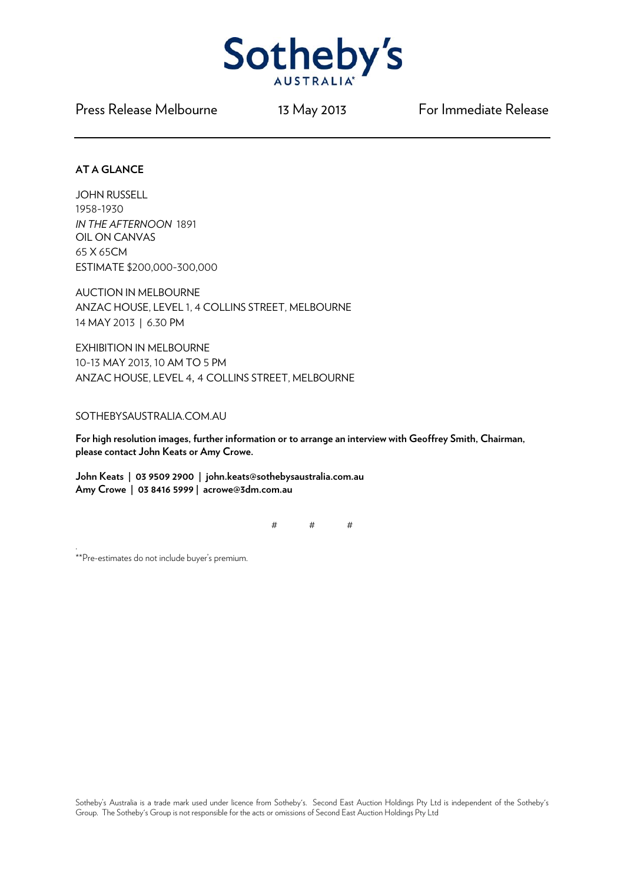Press Release Melbourne    13 May 2013    For Immediate Release

**AT A GLANCE**

JOHN RUSSELL
1958-1930
*IN THE AFTERNOON* 1891
OIL ON CANVAS
65 X 65CM
ESTIMATE $200,000-300,000

AUCTION IN MELBOURNE
ANZAC HOUSE, LEVEL 1, 4 COLLINS STREET, MELBOURNE
14 MAY 2013 | 6.30 PM

EXHIBITION IN MELBOURNE
10-13 MAY 2013, 10 AM TO 5 PM
ANZAC HOUSE, LEVEL 4, 4 COLLINS STREET, MELBOURNE

SOTHEBYSAUSTRALIA.COM.AU

**For high resolution images, further information or to arrange an interview with Geoffrey Smith, Chairman, please contact John Keats or Amy Crowe.**

**John Keats | 03 9509 2900 | john.keats@sothebysaustralia.com.au**
**Amy Crowe | 03 8416 5999 | acrowe@3dm.com.au**

# # #

**Pre-estimates do not include buyer's premium.

Sotheby's Australia is a trade mark used under licence from Sotheby's. Second East Auction Holdings Pty Ltd is independent of the Sotheby's Group. The Sotheby's Group is not responsible for the acts or omissions of Second East Auction Holdings Pty Ltd